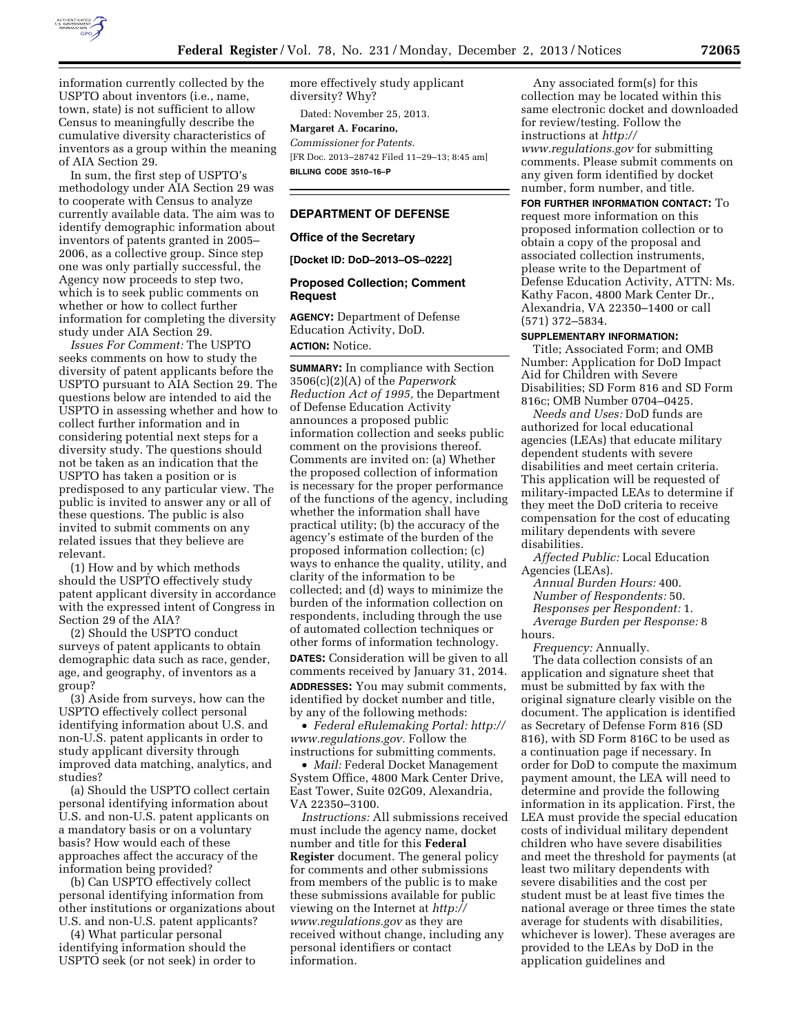information currently collected by the USPTO about inventors (i.e., name, town, state) is not sufficient to allow Census to meaningfully describe the cumulative diversity characteristics of inventors as a group within the meaning of AIA Section 29.

In sum, the first step of USPTO's methodology under AIA Section 29 was to cooperate with Census to analyze currently available data. The aim was to identify demographic information about inventors of patents granted in 2005–2006, as a collective group. Since step one was only partially successful, the Agency now proceeds to step two, which is to seek public comments on whether or how to collect further information for completing the diversity study under AIA Section 29.

*Issues For Comment:* The USPTO seeks comments on how to study the diversity of patent applicants before the USPTO pursuant to AIA Section 29. The questions below are intended to aid the USPTO in assessing whether and how to collect further information and in considering potential next steps for a diversity study. The questions should not be taken as an indication that the USPTO has taken a position or is predisposed to any particular view. The public is invited to answer any or all of these questions. The public is also invited to submit comments on any related issues that they believe are relevant.

(1) How and by which methods should the USPTO effectively study patent applicant diversity in accordance with the expressed intent of Congress in Section 29 of the AIA?

(2) Should the USPTO conduct surveys of patent applicants to obtain demographic data such as race, gender, age, and geography, of inventors as a group?

(3) Aside from surveys, how can the USPTO effectively collect personal identifying information about U.S. and non-U.S. patent applicants in order to study applicant diversity through improved data matching, analytics, and studies?

(a) Should the USPTO collect certain personal identifying information about U.S. and non-U.S. patent applicants on a mandatory basis or on a voluntary basis? How would each of these approaches affect the accuracy of the information being provided?

(b) Can USPTO effectively collect personal identifying information from other institutions or organizations about U.S. and non-U.S. patent applicants?

(4) What particular personal identifying information should the USPTO seek (or not seek) in order to more effectively study applicant diversity? Why?

Dated: November 25, 2013.

**Margaret A. Focarino,**

*Commissioner for Patents.*

[FR Doc. 2013–28742 Filed 11–29–13; 8:45 am]

**BILLING CODE 3510–16–P**

## DEPARTMENT OF DEFENSE

### Office of the Secretary

**[Docket ID: DoD–2013–OS–0222]**

### Proposed Collection; Comment Request

**AGENCY:** Department of Defense Education Activity, DoD.

**ACTION:** Notice.

**SUMMARY:** In compliance with Section 3506(c)(2)(A) of the *Paperwork Reduction Act of 1995,* the Department of Defense Education Activity announces a proposed public information collection and seeks public comment on the provisions thereof. Comments are invited on: (a) Whether the proposed collection of information is necessary for the proper performance of the functions of the agency, including whether the information shall have practical utility; (b) the accuracy of the agency's estimate of the burden of the proposed information collection; (c) ways to enhance the quality, utility, and clarity of the information to be collected; and (d) ways to minimize the burden of the information collection on respondents, including through the use of automated collection techniques or other forms of information technology.

**DATES:** Consideration will be given to all comments received by January 31, 2014.

**ADDRESSES:** You may submit comments, identified by docket number and title, by any of the following methods:

- *Federal eRulemaking Portal: http://www.regulations.gov.* Follow the instructions for submitting comments.
- *Mail:* Federal Docket Management System Office, 4800 Mark Center Drive, East Tower, Suite 02G09, Alexandria, VA 22350–3100.

*Instructions:* All submissions received must include the agency name, docket number and title for this **Federal Register** document. The general policy for comments and other submissions from members of the public is to make these submissions available for public viewing on the Internet at *http://www.regulations.gov* as they are received without change, including any personal identifiers or contact information.

Any associated form(s) for this collection may be located within this same electronic docket and downloaded for review/testing. Follow the instructions at *http://www.regulations.gov* for submitting comments. Please submit comments on any given form identified by docket number, form number, and title.

**FOR FURTHER INFORMATION CONTACT:** To request more information on this proposed information collection or to obtain a copy of the proposal and associated collection instruments, please write to the Department of Defense Education Activity, ATTN: Ms. Kathy Facon, 4800 Mark Center Dr., Alexandria, VA 22350–1400 or call (571) 372–5834.

**SUPPLEMENTARY INFORMATION:**

Title; Associated Form; and OMB Number: Application for DoD Impact Aid for Children with Severe Disabilities; SD Form 816 and SD Form 816c; OMB Number 0704–0425.

*Needs and Uses:* DoD funds are authorized for local educational agencies (LEAs) that educate military dependent students with severe disabilities and meet certain criteria. This application will be requested of military-impacted LEAs to determine if they meet the DoD criteria to receive compensation for the cost of educating military dependents with severe disabilities.

*Affected Public:* Local Education Agencies (LEAs).

*Annual Burden Hours:* 400.

*Number of Respondents:* 50.

*Responses per Respondent:* 1.

*Average Burden per Response:* 8 hours.

*Frequency:* Annually.

The data collection consists of an application and signature sheet that must be submitted by fax with the original signature clearly visible on the document. The application is identified as Secretary of Defense Form 816 (SD 816), with SD Form 816C to be used as a continuation page if necessary. In order for DoD to compute the maximum payment amount, the LEA will need to determine and provide the following information in its application. First, the LEA must provide the special education costs of individual military dependent children who have severe disabilities and meet the threshold for payments (at least two military dependents with severe disabilities and the cost per student must be at least five times the national average or three times the state average for students with disabilities, whichever is lower). These averages are provided to the LEAs by DoD in the application guidelines and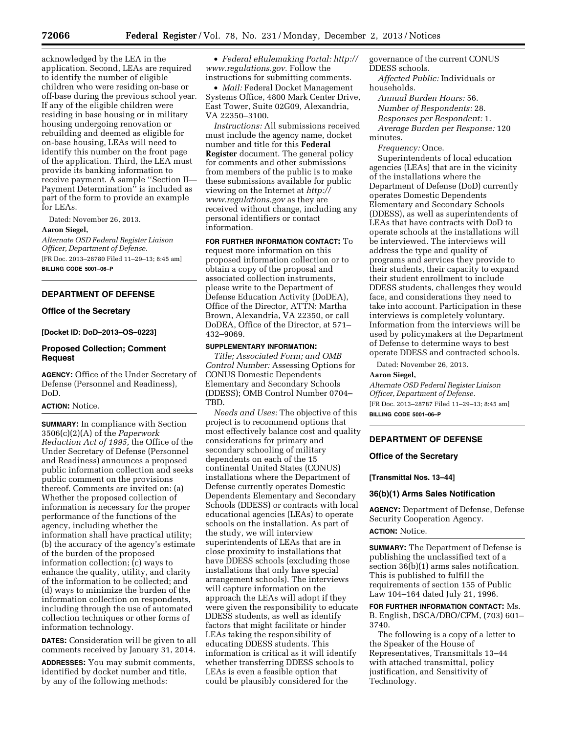acknowledged by the LEA in the application. Second, LEAs are required to identify the number of eligible children who were residing on-base or off-base during the previous school year. If any of the eligible children were residing in base housing or in military housing undergoing renovation or rebuilding and deemed as eligible for on-base housing, LEAs will need to identify this number on the front page of the application. Third, the LEA must provide its banking information to receive payment. A sample ''Section II— Payment Determination'' is included as part of the form to provide an example for LEAs.

Dated: November 26, 2013.

**Aaron Siegel,**

*Alternate OSD Federal Register Liaison Officer, Department of Defense.*

[FR Doc. 2013–28780 Filed 11–29–13; 8:45 am]

**BILLING CODE 5001–06–P**

## DEPARTMENT OF DEFENSE

### Office of the Secretary

**[Docket ID: DoD–2013–OS–0223]**

### Proposed Collection; Comment Request

**AGENCY:** Office of the Under Secretary of Defense (Personnel and Readiness), DoD.

**ACTION:** Notice.

**SUMMARY:** In compliance with Section 3506(c)(2)(A) of the *Paperwork Reduction Act of 1995,* the Office of the Under Secretary of Defense (Personnel and Readiness) announces a proposed public information collection and seeks public comment on the provisions thereof. Comments are invited on: (a) Whether the proposed collection of information is necessary for the proper performance of the functions of the agency, including whether the information shall have practical utility; (b) the accuracy of the agency's estimate of the burden of the proposed information collection; (c) ways to enhance the quality, utility, and clarity of the information to be collected; and (d) ways to minimize the burden of the information collection on respondents, including through the use of automated collection techniques or other forms of information technology.

**DATES:** Consideration will be given to all comments received by January 31, 2014.

**ADDRESSES:** You may submit comments, identified by docket number and title, by any of the following methods:

- *Federal eRulemaking Portal: http://www.regulations.gov*. Follow the instructions for submitting comments.
- *Mail:* Federal Docket Management Systems Office, 4800 Mark Center Drive, East Tower, Suite 02G09, Alexandria, VA 22350–3100.

*Instructions:* All submissions received must include the agency name, docket number and title for this **Federal Register** document. The general policy for comments and other submissions from members of the public is to make these submissions available for public viewing on the Internet at *http://www.regulations.gov* as they are received without change, including any personal identifiers or contact information.

**FOR FURTHER INFORMATION CONTACT:** To request more information on this proposed information collection or to obtain a copy of the proposal and associated collection instruments, please write to the Department of Defense Education Activity (DoDEA), Office of the Director, ATTN: Martha Brown, Alexandria, VA 22350, or call DoDEA, Office of the Director, at 571–432–9069.

**SUPPLEMENTARY INFORMATION:**

*Title; Associated Form; and OMB Control Number:* Assessing Options for CONUS Domestic Dependents Elementary and Secondary Schools (DDESS); OMB Control Number 0704–TBD.

*Needs and Uses:* The objective of this project is to recommend options that most effectively balance cost and quality considerations for primary and secondary schooling of military dependents on each of the 15 continental United States (CONUS) installations where the Department of Defense currently operates Domestic Dependents Elementary and Secondary Schools (DDESS) or contracts with local educational agencies (LEAs) to operate schools on the installation. As part of the study, we will interview superintendents of LEAs that are in close proximity to installations that have DDESS schools (excluding those installations that only have special arrangement schools). The interviews will capture information on the approach the LEAs will adopt if they were given the responsibility to educate DDESS students, as well as identify factors that might facilitate or hinder LEAs taking the responsibility of educating DDESS students. This information is critical as it will identify whether transferring DDESS schools to LEAs is even a feasible option that could be plausibly considered for the governance of the current CONUS DDESS schools.

*Affected Public:* Individuals or households.

*Annual Burden Hours:* 56.

*Number of Respondents:* 28.

*Responses per Respondent:* 1.

*Average Burden per Response:* 120 minutes.

*Frequency:* Once.

Superintendents of local education agencies (LEAs) that are in the vicinity of the installations where the Department of Defense (DoD) currently operates Domestic Dependents Elementary and Secondary Schools (DDESS), as well as superintendents of LEAs that have contracts with DoD to operate schools at the installations will be interviewed. The interviews will address the type and quality of programs and services they provide to their students, their capacity to expand their student enrollment to include DDESS students, challenges they would face, and considerations they need to take into account. Participation in these interviews is completely voluntary. Information from the interviews will be used by policymakers at the Department of Defense to determine ways to best operate DDESS and contracted schools.

Dated: November 26, 2013.

**Aaron Siegel,**

*Alternate OSD Federal Register Liaison Officer, Department of Defense.*

[FR Doc. 2013–28787 Filed 11–29–13; 8:45 am]

**BILLING CODE 5001–06–P**

## DEPARTMENT OF DEFENSE

### Office of the Secretary

**[Transmittal Nos. 13–44]**

### 36(b)(1) Arms Sales Notification

**AGENCY:** Department of Defense, Defense Security Cooperation Agency.

**ACTION:** Notice.

**SUMMARY:** The Department of Defense is publishing the unclassified text of a section 36(b)(1) arms sales notification. This is published to fulfill the requirements of section 155 of Public Law 104–164 dated July 21, 1996.

**FOR FURTHER INFORMATION CONTACT:** Ms. B. English, DSCA/DBO/CFM, (703) 601–3740.

The following is a copy of a letter to the Speaker of the House of Representatives, Transmittals 13–44 with attached transmittal, policy justification, and Sensitivity of Technology.